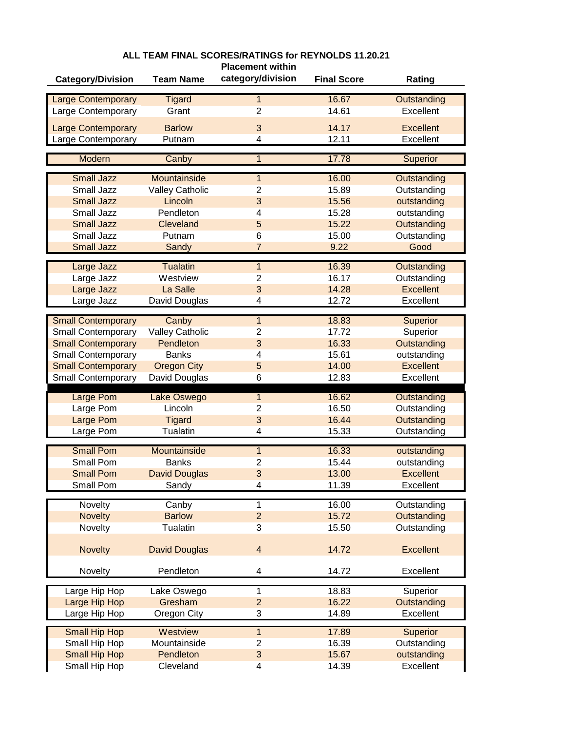**ALL TEAM FINAL SCORES/RATINGS for REYNOLDS 11.20.21**

| Category/Division | Team Name | Placement within category/division | Final Score | Rating |
|---|---|---|---|---|
| Large Contemporary | Tigard | 1 | 16.67 | Outstanding |
| Large Contemporary | Grant | 2 | 14.61 | Excellent |
| Large Contemporary | Barlow | 3 | 14.17 | Excellent |
| Large Contemporary | Putnam | 4 | 12.11 | Excellent |
| Modern | Canby | 1 | 17.78 | Superior |
| Small Jazz | Mountainside | 1 | 16.00 | Outstanding |
| Small Jazz | Valley Catholic | 2 | 15.89 | Outstanding |
| Small Jazz | Lincoln | 3 | 15.56 | outstanding |
| Small Jazz | Pendleton | 4 | 15.28 | outstanding |
| Small Jazz | Cleveland | 5 | 15.22 | Outstanding |
| Small Jazz | Putnam | 6 | 15.00 | Outstanding |
| Small Jazz | Sandy | 7 | 9.22 | Good |
| Large Jazz | Tualatin | 1 | 16.39 | Outstanding |
| Large Jazz | Westview | 2 | 16.17 | Outstanding |
| Large Jazz | La Salle | 3 | 14.28 | Excellent |
| Large Jazz | David Douglas | 4 | 12.72 | Excellent |
| Small Contemporary | Canby | 1 | 18.83 | Superior |
| Small Contemporary | Valley Catholic | 2 | 17.72 | Superior |
| Small Contemporary | Pendleton | 3 | 16.33 | Outstanding |
| Small Contemporary | Banks | 4 | 15.61 | outstanding |
| Small Contemporary | Oregon City | 5 | 14.00 | Excellent |
| Small Contemporary | David Douglas | 6 | 12.83 | Excellent |
| Large Pom | Lake Oswego | 1 | 16.62 | Outstanding |
| Large Pom | Lincoln | 2 | 16.50 | Outstanding |
| Large Pom | Tigard | 3 | 16.44 | Outstanding |
| Large Pom | Tualatin | 4 | 15.33 | Outstanding |
| Small Pom | Mountainside | 1 | 16.33 | outstanding |
| Small Pom | Banks | 2 | 15.44 | outstanding |
| Small Pom | David Douglas | 3 | 13.00 | Excellent |
| Small Pom | Sandy | 4 | 11.39 | Excellent |
| Novelty | Canby | 1 | 16.00 | Outstanding |
| Novelty | Barlow | 2 | 15.72 | Outstanding |
| Novelty | Tualatin | 3 | 15.50 | Outstanding |
| Novelty | David Douglas | 4 | 14.72 | Excellent |
| Novelty | Pendleton | 4 | 14.72 | Excellent |
| Large Hip Hop | Lake Oswego | 1 | 18.83 | Superior |
| Large Hip Hop | Gresham | 2 | 16.22 | Outstanding |
| Large Hip Hop | Oregon City | 3 | 14.89 | Excellent |
| Small Hip Hop | Westview | 1 | 17.89 | Superior |
| Small Hip Hop | Mountainside | 2 | 16.39 | Outstanding |
| Small Hip Hop | Pendleton | 3 | 15.67 | outstanding |
| Small Hip Hop | Cleveland | 4 | 14.39 | Excellent |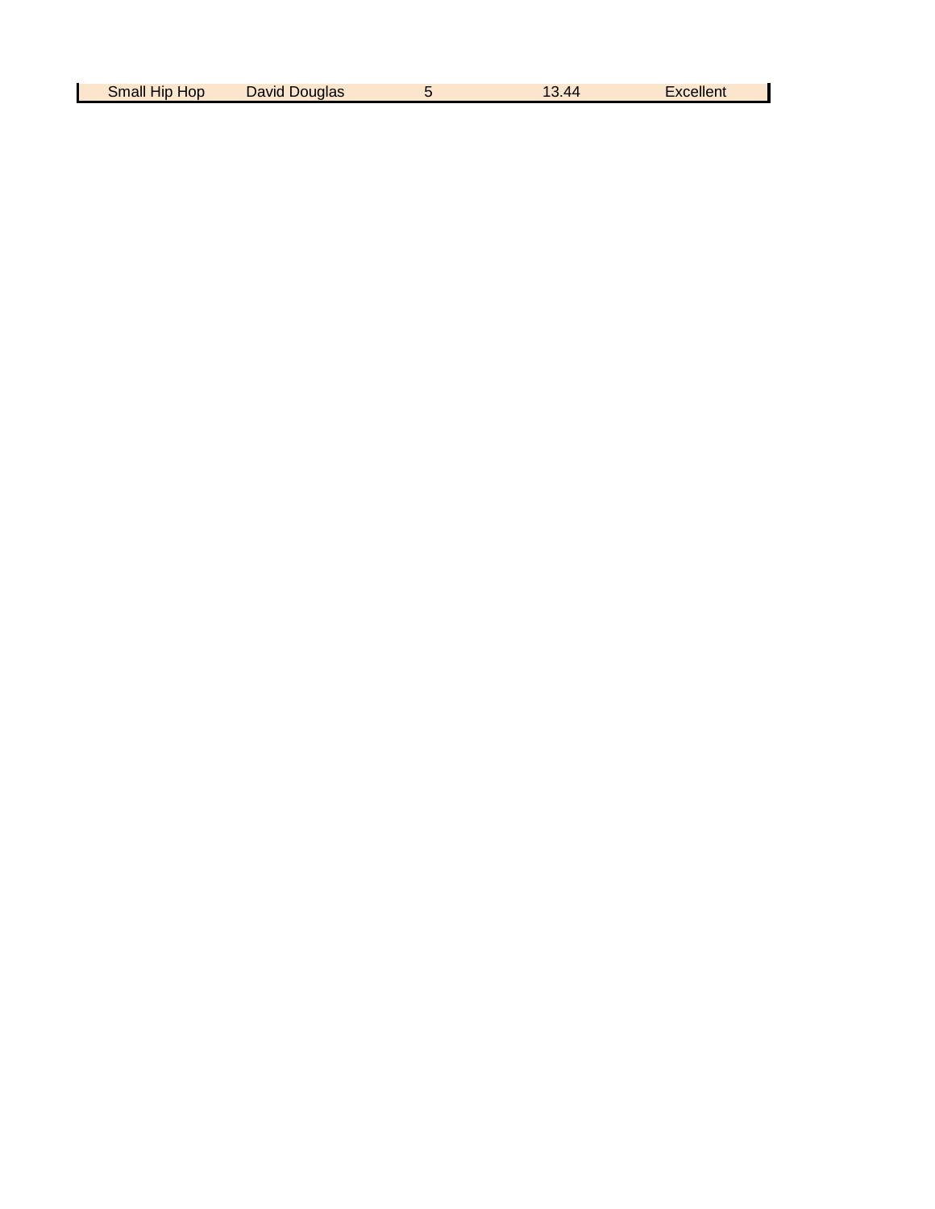| Small Hip Hop | David Douglas | 5 | 13.44 | Excellent |
|---|---|---|---|---|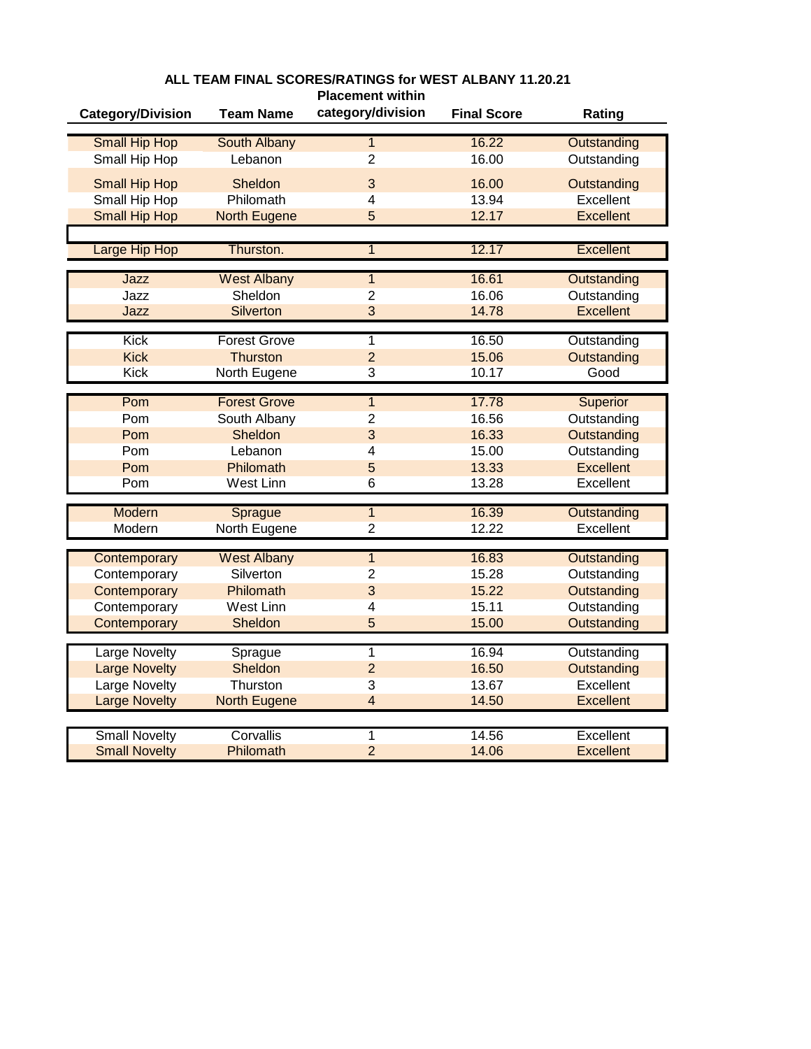## ALL TEAM FINAL SCORES/RATINGS for WEST ALBANY 11.20.21

| Category/Division | Team Name | Placement within category/division | Final Score | Rating |
|---|---|---|---|---|
| Small Hip Hop | South Albany | 1 | 16.22 | Outstanding |
| Small Hip Hop | Lebanon | 2 | 16.00 | Outstanding |
| Small Hip Hop | Sheldon | 3 | 16.00 | Outstanding |
| Small Hip Hop | Philomath | 4 | 13.94 | Excellent |
| Small Hip Hop | North Eugene | 5 | 12.17 | Excellent |
| Large Hip Hop | Thurston. | 1 | 12.17 | Excellent |
| Jazz | West Albany | 1 | 16.61 | Outstanding |
| Jazz | Sheldon | 2 | 16.06 | Outstanding |
| Jazz | Silverton | 3 | 14.78 | Excellent |
| Kick | Forest Grove | 1 | 16.50 | Outstanding |
| Kick | Thurston | 2 | 15.06 | Outstanding |
| Kick | North Eugene | 3 | 10.17 | Good |
| Pom | Forest Grove | 1 | 17.78 | Superior |
| Pom | South Albany | 2 | 16.56 | Outstanding |
| Pom | Sheldon | 3 | 16.33 | Outstanding |
| Pom | Lebanon | 4 | 15.00 | Outstanding |
| Pom | Philomath | 5 | 13.33 | Excellent |
| Pom | West Linn | 6 | 13.28 | Excellent |
| Modern | Sprague | 1 | 16.39 | Outstanding |
| Modern | North Eugene | 2 | 12.22 | Excellent |
| Contemporary | West Albany | 1 | 16.83 | Outstanding |
| Contemporary | Silverton | 2 | 15.28 | Outstanding |
| Contemporary | Philomath | 3 | 15.22 | Outstanding |
| Contemporary | West Linn | 4 | 15.11 | Outstanding |
| Contemporary | Sheldon | 5 | 15.00 | Outstanding |
| Large Novelty | Sprague | 1 | 16.94 | Outstanding |
| Large Novelty | Sheldon | 2 | 16.50 | Outstanding |
| Large Novelty | Thurston | 3 | 13.67 | Excellent |
| Large Novelty | North Eugene | 4 | 14.50 | Excellent |
| Small Novelty | Corvallis | 1 | 14.56 | Excellent |
| Small Novelty | Philomath | 2 | 14.06 | Excellent |